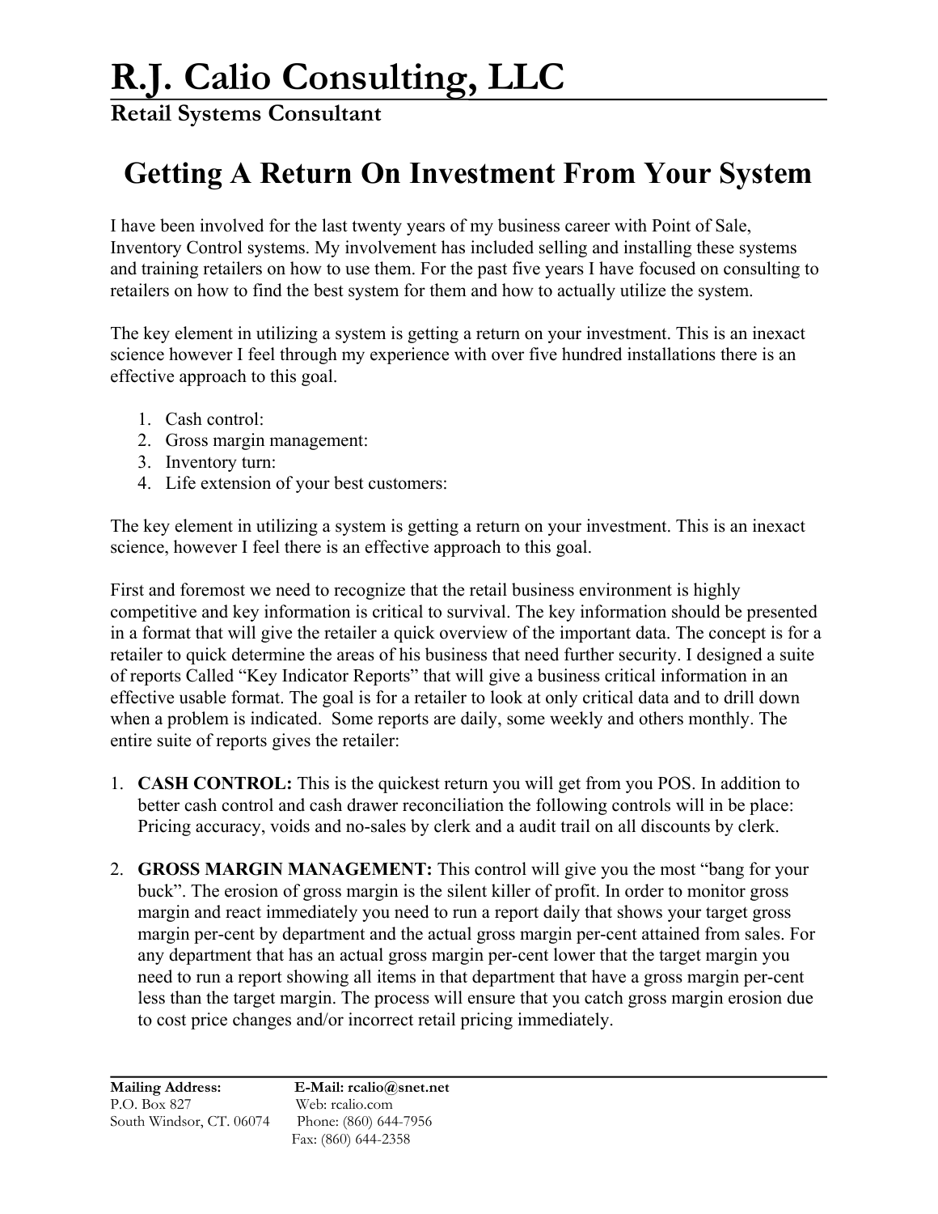# R.J. Calio Consulting, LLC

**Retail Systems Consultant**

## Getting A Return On Investment From Your System

I have been involved for the last twenty years of my business career with Point of Sale, Inventory Control systems. My involvement has included selling and installing these systems and training retailers on how to use them. For the past five years I have focused on consulting to retailers on how to find the best system for them and how to actually utilize the system.

The key element in utilizing a system is getting a return on your investment. This is an inexact science however I feel through my experience with over five hundred installations there is an effective approach to this goal.

1. Cash control:
2. Gross margin management:
3. Inventory turn:
4. Life extension of your best customers:

The key element in utilizing a system is getting a return on your investment. This is an inexact science, however I feel there is an effective approach to this goal.

First and foremost we need to recognize that the retail business environment is highly competitive and key information is critical to survival. The key information should be presented in a format that will give the retailer a quick overview of the important data. The concept is for a retailer to quick determine the areas of his business that need further security. I designed a suite of reports Called "Key Indicator Reports" that will give a business critical information in an effective usable format. The goal is for a retailer to look at only critical data and to drill down when a problem is indicated. Some reports are daily, some weekly and others monthly. The entire suite of reports gives the retailer:

1. **CASH CONTROL:** This is the quickest return you will get from you POS. In addition to better cash control and cash drawer reconciliation the following controls will in be place: Pricing accuracy, voids and no-sales by clerk and a audit trail on all discounts by clerk.

2. **GROSS MARGIN MANAGEMENT:** This control will give you the most "bang for your buck". The erosion of gross margin is the silent killer of profit. In order to monitor gross margin and react immediately you need to run a report daily that shows your target gross margin per-cent by department and the actual gross margin per-cent attained from sales. For any department that has an actual gross margin per-cent lower that the target margin you need to run a report showing all items in that department that have a gross margin per-cent less than the target margin. The process will ensure that you catch gross margin erosion due to cost price changes and/or incorrect retail pricing immediately.

**Mailing Address:**
P.O. Box 827
South Windsor, CT. 06074

**E-Mail: rcalio@snet.net**
Web: rcalio.com
Phone: (860) 644-7956
Fax: (860) 644-2358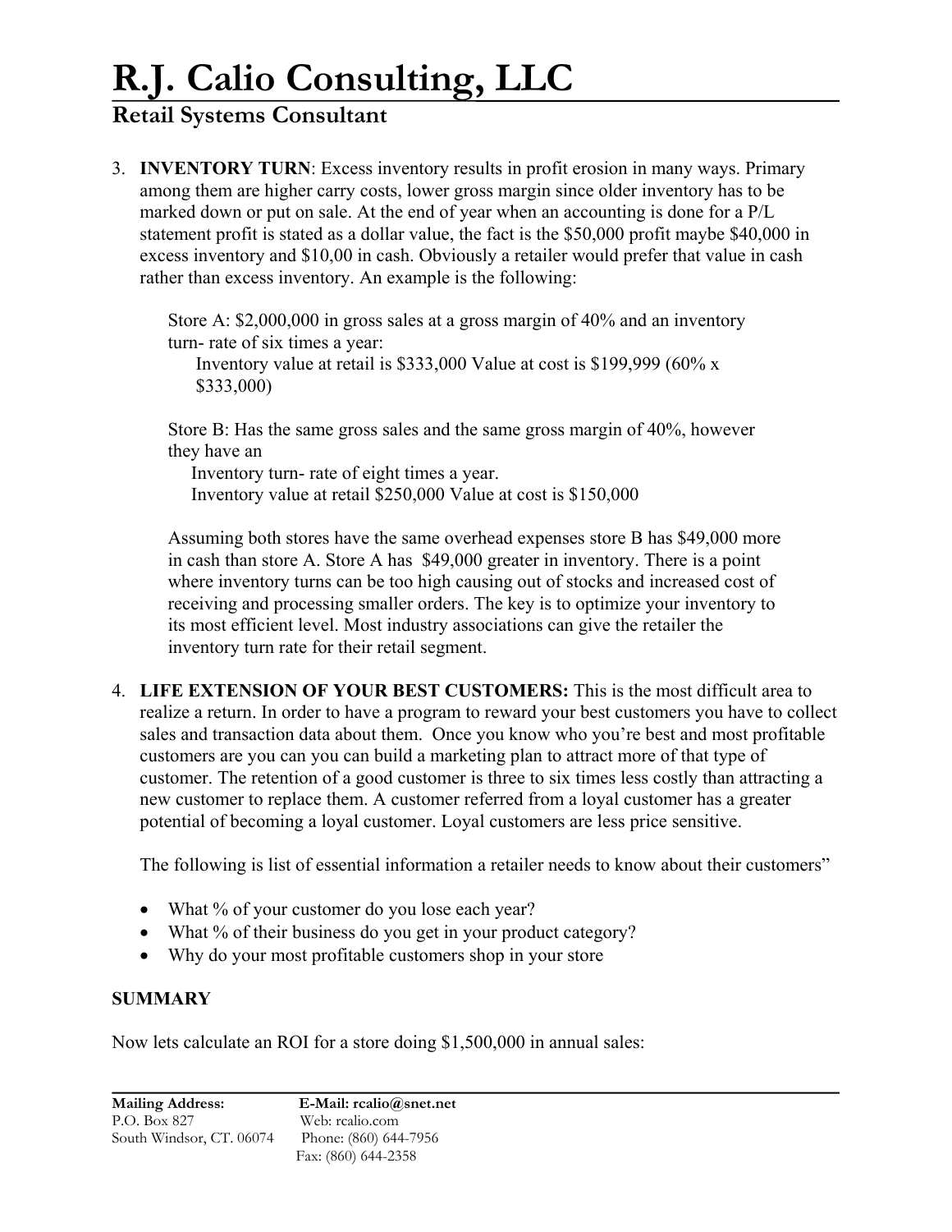3. **INVENTORY TURN**: Excess inventory results in profit erosion in many ways. Primary among them are higher carry costs, lower gross margin since older inventory has to be marked down or put on sale. At the end of year when an accounting is done for a P/L statement profit is stated as a dollar value, the fact is the $50,000 profit maybe $40,000 in excess inventory and $10,00 in cash. Obviously a retailer would prefer that value in cash rather than excess inventory. An example is the following:

   Store A: $2,000,000 in gross sales at a gross margin of 40% and an inventory turn- rate of six times a year:
   Inventory value at retail is $333,000 Value at cost is $199,999 (60% x $333,000)

   Store B: Has the same gross sales and the same gross margin of 40%, however they have an
   Inventory turn- rate of eight times a year.
   Inventory value at retail $250,000 Value at cost is $150,000

   Assuming both stores have the same overhead expenses store B has $49,000 more in cash than store A. Store A has $49,000 greater in inventory. There is a point where inventory turns can be too high causing out of stocks and increased cost of receiving and processing smaller orders. The key is to optimize your inventory to its most efficient level. Most industry associations can give the retailer the inventory turn rate for their retail segment.

4. **LIFE EXTENSION OF YOUR BEST CUSTOMERS:** This is the most difficult area to realize a return. In order to have a program to reward your best customers you have to collect sales and transaction data about them. Once you know who you're best and most profitable customers are you can you can build a marketing plan to attract more of that type of customer. The retention of a good customer is three to six times less costly than attracting a new customer to replace them. A customer referred from a loyal customer has a greater potential of becoming a loyal customer. Loyal customers are less price sensitive.

   The following is list of essential information a retailer needs to know about their customers"

   - What % of your customer do you lose each year?
   - What % of their business do you get in your product category?
   - Why do your most profitable customers shop in your store

**SUMMARY**

Now lets calculate an ROI for a store doing $1,500,000 in annual sales: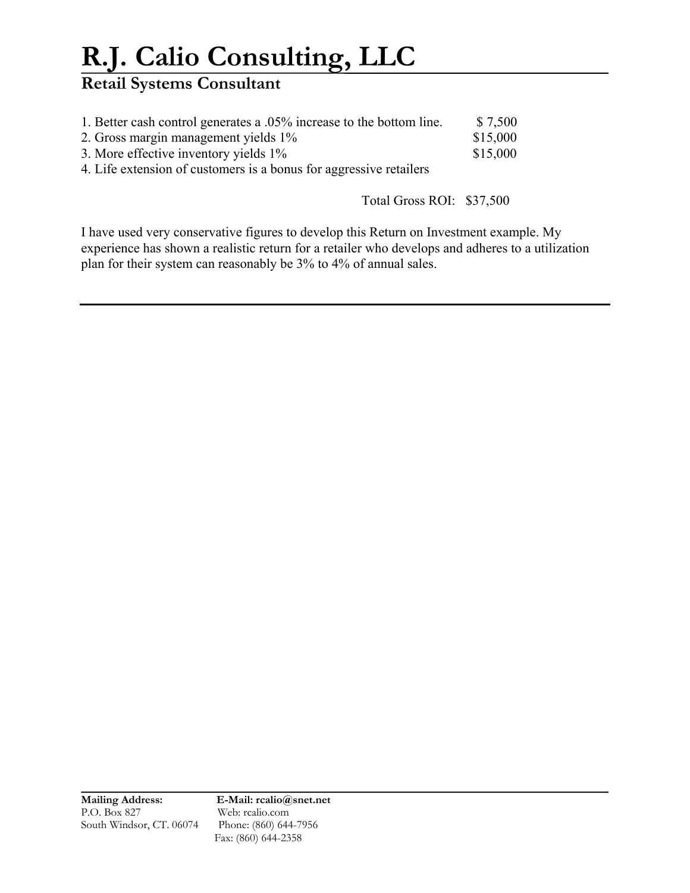# R.J. Calio Consulting, LLC

## Retail Systems Consultant

| | |
|---|---|
| 1. Better cash control generates a .05% increase to the bottom line. | $ 7,500 |
| 2. Gross margin management yields 1% | $15,000 |
| 3. More effective inventory yields 1% | $15,000 |
| 4. Life extension of customers is a bonus for aggressive retailers | |
| Total Gross ROI: | $37,500 |

I have used very conservative figures to develop this Return on Investment example. My experience has shown a realistic return for a retailer who develops and adheres to a utilization plan for their system can reasonably be 3% to 4% of annual sales.

**Mailing Address:**
P.O. Box 827
South Windsor, CT. 06074

**E-Mail: rcalio@snet.net**
Web: rcalio.com
Phone: (860) 644-7956
Fax: (860) 644-2358